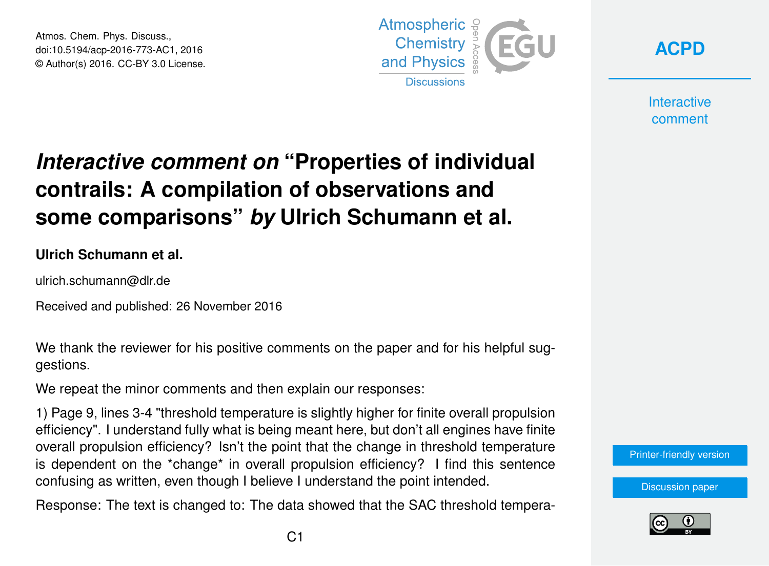Atmos. Chem. Phys. Discuss.,
doi:10.5194/acp-2016-773-AC1, 2016
© Author(s) 2016. CC-BY 3.0 License.

# *Interactive comment on* "Properties of individual contrails: A compilation of observations and some comparisons" *by* Ulrich Schumann et al.

**Ulrich Schumann et al.**

ulrich.schumann@dlr.de

Received and published: 26 November 2016

We thank the reviewer for his positive comments on the paper and for his helpful suggestions.

We repeat the minor comments and then explain our responses:

1) Page 9, lines 3-4 "threshold temperature is slightly higher for finite overall propulsion efficiency". I understand fully what is being meant here, but don't all engines have finite overall propulsion efficiency? Isn't the point that the change in threshold temperature is dependent on the *change* in overall propulsion efficiency? I find this sentence confusing as written, even though I believe I understand the point intended.

Response: The text is changed to: The data showed that the SAC threshold tempera-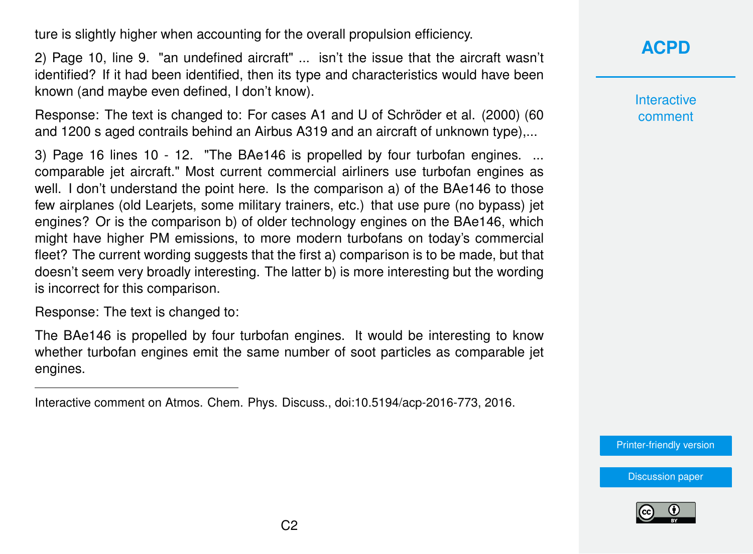ture is slightly higher when accounting for the overall propulsion efficiency.

2) Page 10, line 9. "an undefined aircraft" ... isn't the issue that the aircraft wasn't identified? If it had been identified, then its type and characteristics would have been known (and maybe even defined, I don't know).

Response: The text is changed to: For cases A1 and U of Schröder et al. (2000) (60 and 1200 s aged contrails behind an Airbus A319 and an aircraft of unknown type),...

3) Page 16 lines 10 - 12. "The BAe146 is propelled by four turbofan engines. ... comparable jet aircraft." Most current commercial airliners use turbofan engines as well. I don't understand the point here. Is the comparison a) of the BAe146 to those few airplanes (old Learjets, some military trainers, etc.) that use pure (no bypass) jet engines? Or is the comparison b) of older technology engines on the BAe146, which might have higher PM emissions, to more modern turbofans on today's commercial fleet? The current wording suggests that the first a) comparison is to be made, but that doesn't seem very broadly interesting. The latter b) is more interesting but the wording is incorrect for this comparison.

Response: The text is changed to:

The BAe146 is propelled by four turbofan engines. It would be interesting to know whether turbofan engines emit the same number of soot particles as comparable jet engines.

---

Interactive comment on Atmos. Chem. Phys. Discuss., doi:10.5194/acp-2016-773, 2016.